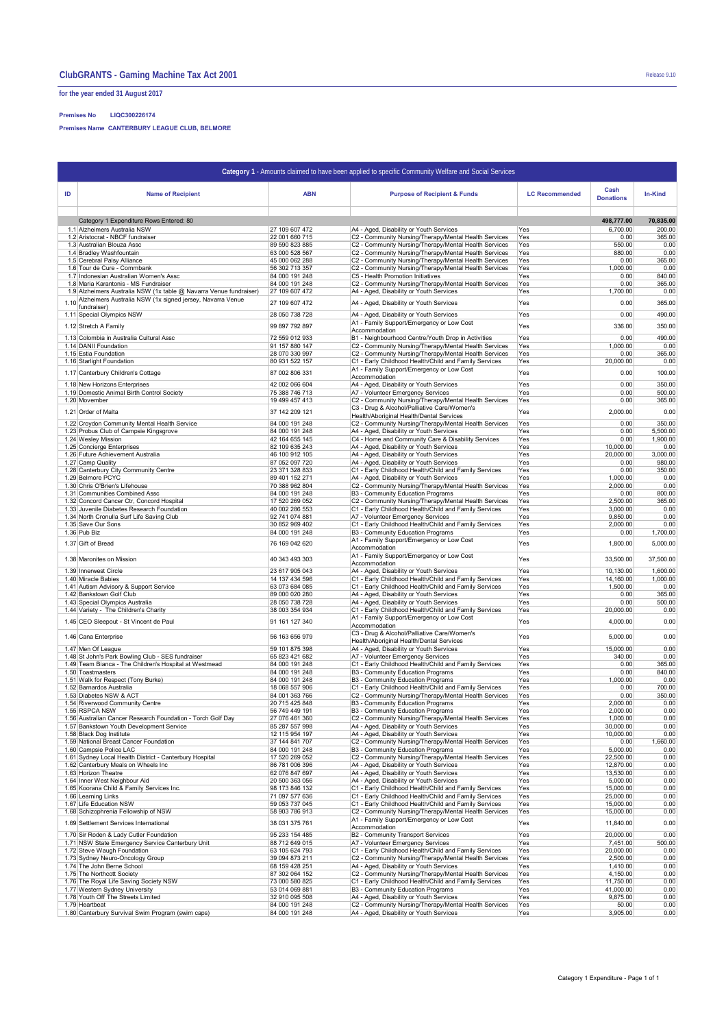# ClubGRANTS - Gaming Machine Tax Act 2001

**for the year ended 31 August 2017**

**Premises No** LIQC300226174

**Premises Name** CANTERBURY LEAGUE CLUB, BELMORE

**Category 1** - Amounts claimed to have been applied to specific Community Welfare and Social Services

| ID | Name of Recipient | ABN | Purpose of Recipient & Funds | LC Recommended | Cash Donations | In-Kind |
|---|---|---|---|---|---|---|
| | Category 1 Expenditure Rows Entered: 80 | | | | 498,777.00 | 70,835.00 |
| 1.1 | Alzheimers Australia NSW | 27 109 607 472 | A4 - Aged, Disability or Youth Services | Yes | 6,700.00 | 200.00 |
| 1.2 | Aristocrat - NBCF fundraiser | 22 001 660 715 | C2 - Community Nursing/Therapy/Mental Health Services | Yes | 0.00 | 365.00 |
| 1.3 | Australian Blouza Assc | 89 590 823 885 | C2 - Community Nursing/Therapy/Mental Health Services | Yes | 550.00 | 0.00 |
| 1.4 | Bradley Washfountain | 63 000 528 567 | C2 - Community Nursing/Therapy/Mental Health Services | Yes | 880.00 | 0.00 |
| 1.5 | Cerebral Palsy Alliance | 45 000 062 288 | C2 - Community Nursing/Therapy/Mental Health Services | Yes | 0.00 | 365.00 |
| 1.6 | Tour de Cure - Commbank | 56 302 713 357 | C2 - Community Nursing/Therapy/Mental Health Services | Yes | 1,000.00 | 0.00 |
| 1.7 | Indonesian Australian Women's Assc | 84 000 191 248 | C5 - Health Promotion Initiatives | Yes | 0.00 | 840.00 |
| 1.8 | Maria Karantonis - MS Fundraiser | 84 000 191 248 | C2 - Community Nursing/Therapy/Mental Health Services | Yes | 0.00 | 365.00 |
| 1.9 | Alzheimers Australia NSW (1x table @ Navarra Venue fundraiser) | 27 109 607 472 | A4 - Aged, Disability or Youth Services | Yes | 1,700.00 | 0.00 |
| 1.10 | Alzheimers Australia NSW (1x signed jersey, Navarra Venue fundraiser) | 27 109 607 472 | A4 - Aged, Disability or Youth Services | Yes | 0.00 | 365.00 |
| 1.11 | Special Olympics NSW | 28 050 738 728 | A4 - Aged, Disability or Youth Services | Yes | 0.00 | 490.00 |
| 1.12 | Stretch A Family | 99 897 792 897 | A1 - Family Support/Emergency or Low Cost Accommodation | Yes | 336.00 | 350.00 |
| 1.13 | Colombia in Australia Cultural Assc | 72 559 012 933 | B1 - Neighbourhood Centre/Youth Drop in Activities | Yes | 0.00 | 490.00 |
| 1.14 | DANII Foundation | 91 157 880 147 | C2 - Community Nursing/Therapy/Mental Health Services | Yes | 1,000.00 | 0.00 |
| 1.15 | Estia Foundation | 28 070 330 997 | C2 - Community Nursing/Therapy/Mental Health Services | Yes | 0.00 | 365.00 |
| 1.16 | Starlight Foundation | 80 931 522 157 | C1 - Early Childhood Health/Child and Family Services | Yes | 20,000.00 | 0.00 |
| 1.17 | Canterbury Children's Cottage | 87 002 806 331 | A1 - Family Support/Emergency or Low Cost Accommodation | Yes | 0.00 | 100.00 |
| 1.18 | New Horizons Enterprises | 42 002 066 604 | A4 - Aged, Disability or Youth Services | Yes | 0.00 | 350.00 |
| 1.19 | Domestic Animal Birth Control Society | 75 388 746 713 | A7 - Volunteer Emergency Services | Yes | 0.00 | 500.00 |
| 1.20 | Movember | 19 499 457 413 | C2 - Community Nursing/Therapy/Mental Health Services | Yes | 0.00 | 365.00 |
| 1.21 | Order of Malta | 37 142 209 121 | C3 - Drug & Alcohol/Palliative Care/Women's Health/Aboriginal Health/Dental Services | Yes | 2,000.00 | 0.00 |
| 1.22 | Croydon Community Mental Health Service | 84 000 191 248 | C2 - Community Nursing/Therapy/Mental Health Services | Yes | 0.00 | 350.00 |
| 1.23 | Probus Club of Campsie Kingsgrove | 84 000 191 248 | A4 - Aged, Disability or Youth Services | Yes | 0.00 | 5,500.00 |
| 1.24 | Wesley Mission | 42 164 655 145 | C4 - Home and Community Care & Disability Services | Yes | 0.00 | 1,900.00 |
| 1.25 | Concierge Enterprises | 82 109 635 243 | A4 - Aged, Disability or Youth Services | Yes | 10,000.00 | 0.00 |
| 1.26 | Future Achievement Australia | 46 100 912 105 | A4 - Aged, Disability or Youth Services | Yes | 20,000.00 | 3,000.00 |
| 1.27 | Camp Quality | 87 052 097 720 | A4 - Aged, Disability or Youth Services | Yes | 0.00 | 980.00 |
| 1.28 | Canterbury City Community Centre | 23 371 328 833 | C1 - Early Childhood Health/Child and Family Services | Yes | 0.00 | 350.00 |
| 1.29 | Belmore PCYC | 89 401 152 271 | A4 - Aged, Disability or Youth Services | Yes | 1,000.00 | 0.00 |
| 1.30 | Chris O'Brien's Lifehouse | 70 388 962 804 | C2 - Community Nursing/Therapy/Mental Health Services | Yes | 2,000.00 | 0.00 |
| 1.31 | Communities Combined Assc | 84 000 191 248 | B3 - Community Education Programs | Yes | 0.00 | 800.00 |
| 1.32 | Concord Cancer Ctr, Concord Hospital | 17 520 269 052 | C2 - Community Nursing/Therapy/Mental Health Services | Yes | 2,500.00 | 365.00 |
| 1.33 | Juvenile Diabetes Research Foundation | 40 002 286 553 | C1 - Early Childhood Health/Child and Family Services | Yes | 3,000.00 | 0.00 |
| 1.34 | North Cronulla Surf Life Saving Club | 92 741 074 881 | A7 - Volunteer Emergency Services | Yes | 9,850.00 | 0.00 |
| 1.35 | Save Our Sons | 30 852 969 402 | C1 - Early Childhood Health/Child and Family Services | Yes | 2,000.00 | 0.00 |
| 1.36 | Pub Biz | 84 000 191 248 | B3 - Community Education Programs | Yes | 0.00 | 1,700.00 |
| 1.37 | Gift of Bread | 76 169 042 620 | A1 - Family Support/Emergency or Low Cost Accommodation | Yes | 1,800.00 | 5,000.00 |
| 1.38 | Maronites on Mission | 40 343 493 303 | A1 - Family Support/Emergency or Low Cost Accommodation | Yes | 33,500.00 | 37,500.00 |
| 1.39 | Innerwest Circle | 23 617 905 043 | A4 - Aged, Disability or Youth Services | Yes | 10,130.00 | 1,600.00 |
| 1.40 | Miracle Babies | 14 137 434 596 | C1 - Early Childhood Health/Child and Family Services | Yes | 14,160.00 | 1,000.00 |
| 1.41 | Autism Advisory & Support Service | 63 073 684 085 | C1 - Early Childhood Health/Child and Family Services | Yes | 1,500.00 | 0.00 |
| 1.42 | Bankstown Golf Club | 89 000 020 280 | A4 - Aged, Disability or Youth Services | Yes | 0.00 | 365.00 |
| 1.43 | Special Olympics Australia | 28 050 738 728 | A4 - Aged, Disability or Youth Services | Yes | 0.00 | 500.00 |
| 1.44 | Variety - The Children's Charity | 38 003 354 934 | C1 - Early Childhood Health/Child and Family Services | Yes | 20,000.00 | 0.00 |
| 1.45 | CEO Sleepout - St Vincent de Paul | 91 161 127 340 | A1 - Family Support/Emergency or Low Cost Accommodation | Yes | 4,000.00 | 0.00 |
| 1.46 | Cana Enterprise | 56 163 656 979 | C3 - Drug & Alcohol/Palliative Care/Women's Health/Aboriginal Health/Dental Services | Yes | 5,000.00 | 0.00 |
| 1.47 | Men Of League | 59 101 875 398 | A4 - Aged, Disability or Youth Services | Yes | 15,000.00 | 0.00 |
| 1.48 | St John's Park Bowling Club - SES fundraiser | 65 823 421 682 | A7 - Volunteer Emergency Services | Yes | 340.00 | 0.00 |
| 1.49 | Team Bianca - The Children's Hospital at Westmead | 84 000 191 248 | C1 - Early Childhood Health/Child and Family Services | Yes | 0.00 | 365.00 |
| 1.50 | Toastmasters | 84 000 191 248 | B3 - Community Education Programs | Yes | 0.00 | 840.00 |
| 1.51 | Walk for Respect (Tony Burke) | 84 000 191 248 | B3 - Community Education Programs | Yes | 1,000.00 | 0.00 |
| 1.52 | Barnardos Australia | 18 068 557 906 | C1 - Early Childhood Health/Child and Family Services | Yes | 0.00 | 700.00 |
| 1.53 | Diabetes NSW & ACT | 84 001 363 766 | C2 - Community Nursing/Therapy/Mental Health Services | Yes | 0.00 | 350.00 |
| 1.54 | Riverwood Community Centre | 20 715 425 848 | B3 - Community Education Programs | Yes | 2,000.00 | 0.00 |
| 1.55 | RSPCA NSW | 56 749 449 191 | B3 - Community Education Programs | Yes | 2,000.00 | 0.00 |
| 1.56 | Australian Cancer Research Foundation - Torch Golf Day | 27 076 461 360 | C2 - Community Nursing/Therapy/Mental Health Services | Yes | 1,000.00 | 0.00 |
| 1.57 | Bankstown Youth Development Service | 85 287 557 998 | A4 - Aged, Disability or Youth Services | Yes | 30,000.00 | 0.00 |
| 1.58 | Black Dog Institute | 12 115 954 197 | A4 - Aged, Disability or Youth Services | Yes | 10,000.00 | 0.00 |
| 1.59 | National Breast Cancer Foundation | 37 144 841 707 | C2 - Community Nursing/Therapy/Mental Health Services | Yes | 0.00 | 1,660.00 |
| 1.60 | Campsie Police LAC | 84 000 191 248 | B3 - Community Education Programs | Yes | 5,000.00 | 0.00 |
| 1.61 | Sydney Local Health District - Canterbury Hospital | 17 520 269 052 | C2 - Community Nursing/Therapy/Mental Health Services | Yes | 22,500.00 | 0.00 |
| 1.62 | Canterbury Meals on Wheels Inc | 86 781 006 396 | A4 - Aged, Disability or Youth Services | Yes | 12,870.00 | 0.00 |
| 1.63 | Horizon Theatre | 62 076 847 697 | A4 - Aged, Disability or Youth Services | Yes | 13,530.00 | 0.00 |
| 1.64 | Inner West Neighbour Aid | 20 500 363 056 | A4 - Aged, Disability or Youth Services | Yes | 5,000.00 | 0.00 |
| 1.65 | Koorana Child & Family Services Inc. | 98 173 846 132 | C1 - Early Childhood Health/Child and Family Services | Yes | 15,000.00 | 0.00 |
| 1.66 | Learning Links | 71 097 577 636 | C1 - Early Childhood Health/Child and Family Services | Yes | 25,000.00 | 0.00 |
| 1.67 | Life Education NSW | 59 053 737 045 | C1 - Early Childhood Health/Child and Family Services | Yes | 15,000.00 | 0.00 |
| 1.68 | Schizophrenia Fellowship of NSW | 58 903 786 913 | C2 - Community Nursing/Therapy/Mental Health Services | Yes | 15,000.00 | 0.00 |
| 1.69 | Settlement Services International | 38 031 375 761 | A1 - Family Support/Emergency or Low Cost Accommodation | Yes | 11,840.00 | 0.00 |
| 1.70 | Sir Roden & Lady Cutler Foundation | 95 233 154 485 | B2 - Community Transport Services | Yes | 20,000.00 | 0.00 |
| 1.71 | NSW State Emergency Service Canterbury Unit | 88 712 649 015 | A7 - Volunteer Emergency Services | Yes | 7,451.00 | 500.00 |
| 1.72 | Steve Waugh Foundation | 63 105 624 793 | C1 - Early Childhood Health/Child and Family Services | Yes | 20,000.00 | 0.00 |
| 1.73 | Sydney Neuro-Oncology Group | 39 094 873 211 | C2 - Community Nursing/Therapy/Mental Health Services | Yes | 2,500.00 | 0.00 |
| 1.74 | The John Berne School | 68 159 428 251 | A4 - Aged, Disability or Youth Services | Yes | 1,410.00 | 0.00 |
| 1.75 | The Northcott Society | 87 302 064 152 | C2 - Community Nursing/Therapy/Mental Health Services | Yes | 4,150.00 | 0.00 |
| 1.76 | The Royal Life Saving Society NSW | 73 000 580 825 | C1 - Early Childhood Health/Child and Family Services | Yes | 11,750.00 | 0.00 |
| 1.77 | Western Sydney University | 53 014 069 881 | B3 - Community Education Programs | Yes | 41,000.00 | 0.00 |
| 1.78 | Youth Off The Streets Limited | 32 910 095 508 | A4 - Aged, Disability or Youth Services | Yes | 9,875.00 | 0.00 |
| 1.79 | Heartbeat | 84 000 191 248 | C2 - Community Nursing/Therapy/Mental Health Services | Yes | 50.00 | 0.00 |
| 1.80 | Canterbury Survival Swim Program (swim caps) | 84 000 191 248 | A4 - Aged, Disability or Youth Services | Yes | 3,905.00 | 0.00 |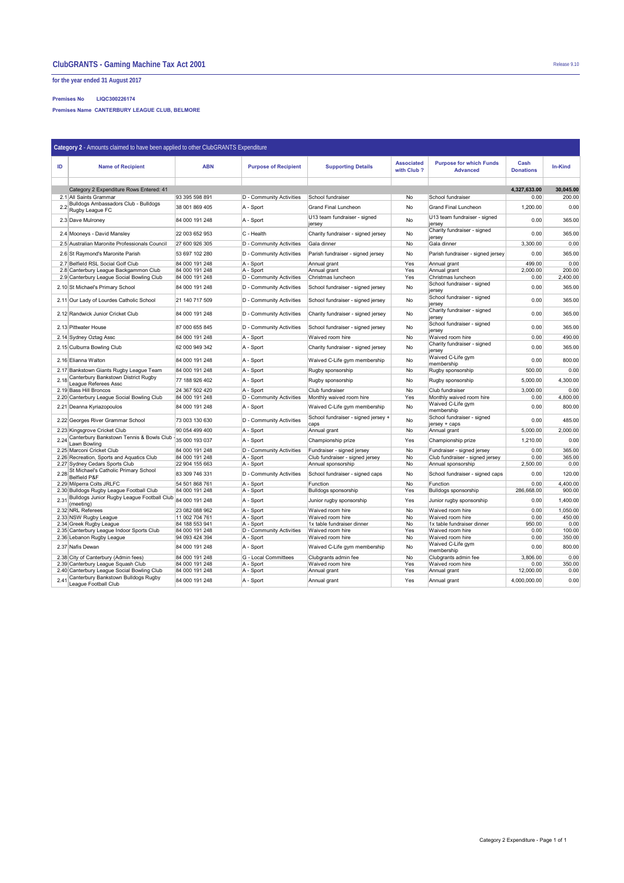# ClubGRANTS - Gaming Machine Tax Act 2001

Release 9.10

**for the year ended 31 August 2017**

**Premises No** LIQC300226174

**Premises Name** CANTERBURY LEAGUE CLUB, BELMORE

## Category 2 - Amounts claimed to have been applied to other ClubGRANTS Expenditure

| ID | Name of Recipient | ABN | Purpose of Recipient | Supporting Details | Associated with Club ? | Purpose for which Funds Advanced | Cash Donations | In-Kind |
|---|---|---|---|---|---|---|---|---|
| | Category 2 Expenditure Rows Entered: 41 | | | | | | 4,327,633.00 | 30,045.00 |
| 2.1 | All Saints Grammar | 93 395 598 891 | D - Community Activities | School fundraiser | No | School fundraiser | 0.00 | 200.00 |
| 2.2 | Bulldogs Ambassadors Club - Bulldogs Rugby League FC | 38 001 869 405 | A - Sport | Grand Final Luncheon | No | Grand Final Luncheon | 1,200.00 | 0.00 |
| 2.3 | Dave Mulroney | 84 000 191 248 | A - Sport | U13 team fundraiser - signed jersey | No | U13 team fundraiser - signed jersey | 0.00 | 365.00 |
| 2.4 | Mooneys - David Mansley | 22 003 652 953 | C - Health | Charity fundraiser - signed jersey | No | Charity fundraiser - signed jersey | 0.00 | 365.00 |
| 2.5 | Australian Maronite Professionals Council | 27 600 926 305 | D - Community Activities | Gala dinner | No | Gala dinner | 3,300.00 | 0.00 |
| 2.6 | St Raymond's Maronite Parish | 53 697 102 280 | D - Community Activities | Parish fundraiser - signed jersey | No | Parish fundraiser - signed jersey | 0.00 | 365.00 |
| 2.7 | Belfield RSL Social Golf Club | 84 000 191 248 | A - Sport | Annual grant | Yes | Annual grant | 499.00 | 0.00 |
| 2.8 | Canterbury League Backgammon Club | 84 000 191 248 | A - Sport | Annual grant | Yes | Annual grant | 2,000.00 | 200.00 |
| 2.9 | Canterbury League Social Bowling Club | 84 000 191 248 | D - Community Activities | Christmas luncheon | Yes | Christmas luncheon | 0.00 | 2,400.00 |
| 2.10 | St Michael's Primary School | 84 000 191 248 | D - Community Activities | School fundraiser - signed jersey | No | School fundraiser - signed jersey | 0.00 | 365.00 |
| 2.11 | Our Lady of Lourdes Catholic School | 21 140 717 509 | D - Community Activities | School fundraiser - signed jersey | No | School fundraiser - signed jersey | 0.00 | 365.00 |
| 2.12 | Randwick Junior Cricket Club | 84 000 191 248 | D - Community Activities | Charity fundraiser - signed jersey | No | Charity fundraiser - signed jersey | 0.00 | 365.00 |
| 2.13 | Pittwater House | 87 000 655 845 | D - Community Activities | School fundraiser - signed jersey | No | School fundraiser - signed jersey | 0.00 | 365.00 |
| 2.14 | Sydney Oztag Assc | 84 000 191 248 | A - Sport | Waived room hire | No | Waived room hire | 0.00 | 490.00 |
| 2.15 | Culburra Bowling Club | 62 000 949 342 | A - Sport | Charity fundraiser - signed jersey | No | Charity fundraiser - signed jersey | 0.00 | 365.00 |
| 2.16 | Elianna Walton | 84 000 191 248 | A - Sport | Waived C-Life gym membership | No | Waived C-Life gym membership | 0.00 | 800.00 |
| 2.17 | Bankstown Giants Rugby League Team | 84 000 191 248 | A - Sport | Rugby sponsorship | No | Rugby sponsorship | 500.00 | 0.00 |
| 2.18 | Canterbury Bankstown District Rugby League Referees Assc | 77 188 926 402 | A - Sport | Rugby sponsorship | No | Rugby sponsorship | 5,000.00 | 4,300.00 |
| 2.19 | Bass Hill Broncos | 24 367 502 420 | A - Sport | Club fundraiser | No | Club fundraiser | 3,000.00 | 0.00 |
| 2.20 | Canterbury League Social Bowling Club | 84 000 191 248 | D - Community Activities | Monthly waived room hire | Yes | Monthly waived room hire | 0.00 | 4,800.00 |
| 2.21 | Deanna Kyriazopoulos | 84 000 191 248 | A - Sport | Waived C-Life gym membership | No | Waived C-Life gym membership | 0.00 | 800.00 |
| 2.22 | Georges River Grammar School | 73 003 130 630 | D - Community Activities | School fundraiser - signed jersey + caps | No | School fundraiser - signed jersey + caps | 0.00 | 485.00 |
| 2.23 | Kingsgrove Cricket Club | 90 054 499 400 | A - Sport | Annual grant | No | Annual grant | 5,000.00 | 2,000.00 |
| 2.24 | Canterbury Bankstown Tennis & Bowls Club - Lawn Bowling | 35 000 193 037 | A - Sport | Championship prize | Yes | Championship prize | 1,210.00 | 0.00 |
| 2.25 | Marconi Cricket Club | 84 000 191 248 | D - Community Activities | Fundraiser - signed jersey | No | Fundraiser - signed jersey | 0.00 | 365.00 |
| 2.26 | Recreation, Sports and Aquatics Club | 84 000 191 248 | A - Sport | Club fundraiser - signed jersey | No | Club fundraiser - signed jersey | 0.00 | 365.00 |
| 2.27 | Sydney Cedars Sports Club | 22 904 155 663 | A - Sport | Annual sponsorship | No | Annual sponsorship | 2,500.00 | 0.00 |
| 2.28 | St Michael's Catholic Primary School Belfield P&F | 83 309 746 331 | D - Community Activities | School fundraiser - signed caps | No | School fundraiser - signed caps | 0.00 | 120.00 |
| 2.29 | Milperra Colts JRLFC | 54 501 868 761 | A - Sport | Function | No | Function | 0.00 | 4,400.00 |
| 2.30 | Bulldogs Rugby League Football Club | 84 000 191 248 | A - Sport | Bulldogs sponsorship | Yes | Bulldogs sponsorship | 286,668.00 | 900.00 |
| 2.31 | Bulldogs Junior Rugby League Football Club (meeting) | 84 000 191 248 | A - Sport | Junior rugby sponsorship | Yes | Junior rugby sponsorship | 0.00 | 1,400.00 |
| 2.32 | NRL Referees | 23 082 088 962 | A - Sport | Waived room hire | No | Waived room hire | 0.00 | 1,050.00 |
| 2.33 | NSW Rugby League | 11 002 704 761 | A - Sport | Waived room hire | No | Waived room hire | 0.00 | 450.00 |
| 2.34 | Greek Rugby League | 84 188 553 941 | A - Sport | 1x table fundraiser dinner | No | 1x table fundraiser dinner | 950.00 | 0.00 |
| 2.35 | Canterbury League Indoor Sports Club | 84 000 191 248 | D - Community Activities | Waived room hire | Yes | Waived room hire | 0.00 | 100.00 |
| 2.36 | Lebanon Rugby League | 94 093 424 394 | A - Sport | Waived room hire | No | Waived room hire | 0.00 | 350.00 |
| 2.37 | Nafis Dewan | 84 000 191 248 | A - Sport | Waived C-Life gym membership | No | Waived C-Life gym membership | 0.00 | 800.00 |
| 2.38 | City of Canterbury (Admin fees) | 84 000 191 248 | G - Local Committees | Clubgrants admin fee | No | Clubgrants admin fee | 3,806.00 | 0.00 |
| 2.39 | Canterbury League Squash Club | 84 000 191 248 | A - Sport | Waived room hire | Yes | Waived room hire | 0.00 | 350.00 |
| 2.40 | Canterbury League Social Bowling Club | 84 000 191 248 | A - Sport | Annual grant | Yes | Annual grant | 12,000.00 | 0.00 |
| 2.41 | Canterbury Bankstown Bulldogs Rugby League Football Club | 84 000 191 248 | A - Sport | Annual grant | Yes | Annual grant | 4,000,000.00 | 0.00 |